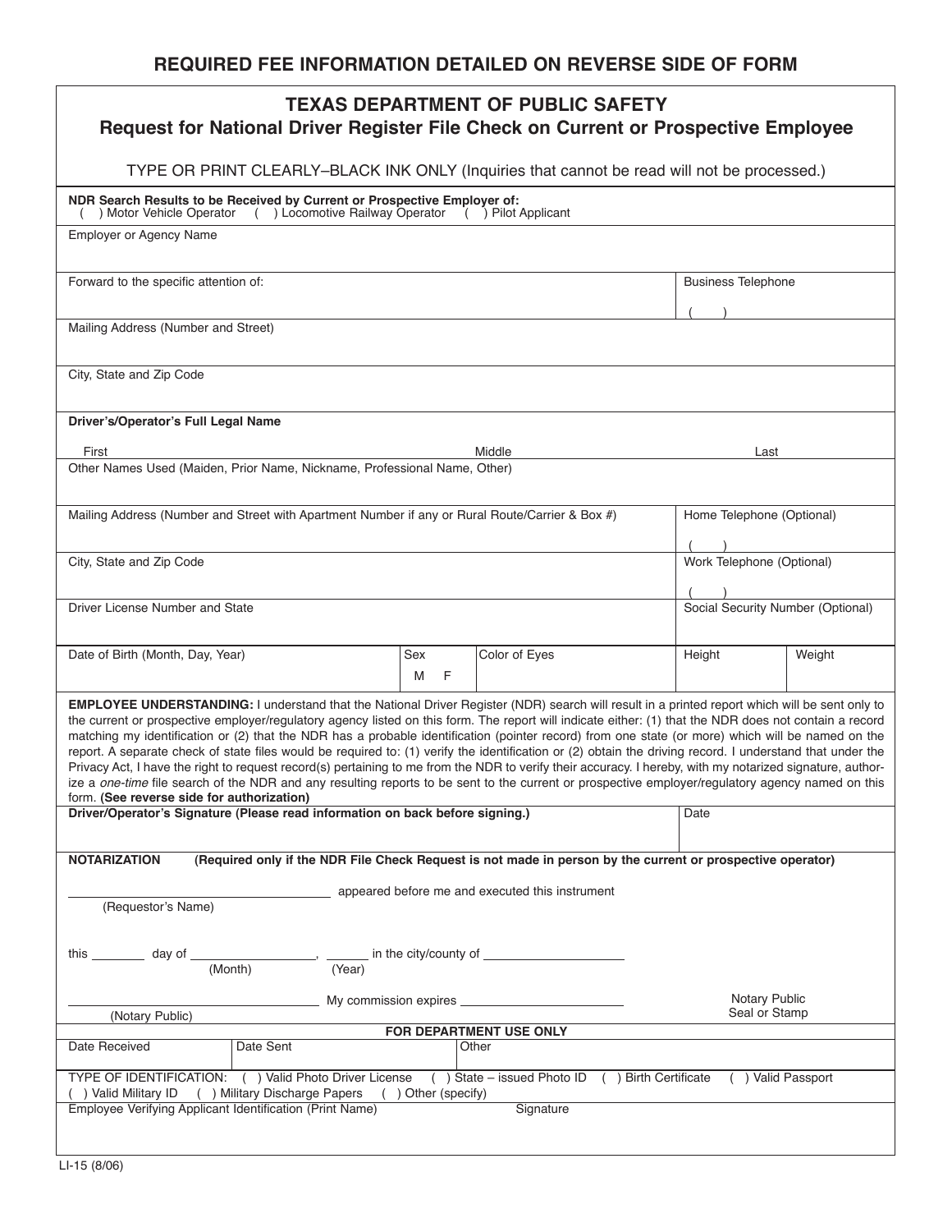**REQUIRED FEE INFORMATION DETAILED ON REVERSE SIDE OF FORM**

# TEXAS DEPARTMENT OF PUBLIC SAFETY

## Request for National Driver Register File Check on Current or Prospective Employee

TYPE OR PRINT CLEARLY–BLACK INK ONLY (Inquiries that cannot be read will not be processed.)

**NDR Search Results to be Received by Current or Prospective Employer of:**
( ) Motor Vehicle Operator ( ) Locomotive Railway Operator ( ) Pilot Applicant

| | | | | | |
|---|---|---|---|---|---|
| Employer or Agency Name | | | | | |
| Forward to the specific attention of: | | | | Business Telephone ( ) | |
| Mailing Address (Number and Street) | | | | | |
| City, State and Zip Code | | | | | |
| **Driver's/Operator's Full Legal Name** First | | Middle | | Last | |
| Other Names Used (Maiden, Prior Name, Nickname, Professional Name, Other) | | | | | |
| Mailing Address (Number and Street with Apartment Number if any or Rural Route/Carrier & Box #) | | | | Home Telephone (Optional) ( ) | |
| City, State and Zip Code | | | | Work Telephone (Optional) ( ) | |
| Driver License Number and State | | | | Social Security Number (Optional) | |
| Date of Birth (Month, Day, Year) | Sex M F | Color of Eyes | | Height | Weight |

**EMPLOYEE UNDERSTANDING:** I understand that the National Driver Register (NDR) search will result in a printed report which will be sent only to the current or prospective employer/regulatory agency listed on this form. The report will indicate either: (1) that the NDR does not contain a record matching my identification or (2) that the NDR has a probable identification (pointer record) from one state (or more) which will be named on the report. A separate check of state files would be required to: (1) verify the identification or (2) obtain the driving record. I understand that under the Privacy Act, I have the right to request record(s) pertaining to me from the NDR to verify their accuracy. I hereby, with my notarized signature, authorize a *one-time* file search of the NDR and any resulting reports to be sent to the current or prospective employer/regulatory agency named on this form. **(See reverse side for authorization)**

| | |
|---|---|
| **Driver/Operator's Signature (Please read information on back before signing.)** | Date |

**NOTARIZATION (Required only if the NDR File Check Request is not made in person by the current or prospective operator)**

\_\_\_\_\_\_\_\_\_\_\_\_\_\_\_\_\_\_\_\_\_\_\_\_ appeared before me and executed this instrument
(Requestor's Name)

this \_\_\_\_\_\_ day of \_\_\_\_\_\_\_\_\_\_\_\_\_\_, \_\_\_\_\_\_ in the city/county of \_\_\_\_\_\_\_\_\_\_\_\_\_\_\_\_
(Month) (Year)

\_\_\_\_\_\_\_\_\_\_\_\_\_\_\_\_\_\_\_\_\_\_\_\_ My commission expires \_\_\_\_\_\_\_\_\_\_\_\_\_\_\_\_\_\_
(Notary Public)

Notary Public Seal or Stamp

**FOR DEPARTMENT USE ONLY**

| Date Received | Date Sent | Other |
|---|---|---|

TYPE OF IDENTIFICATION: ( ) Valid Photo Driver License ( ) State – issued Photo ID ( ) Birth Certificate ( ) Valid Passport ( ) Valid Military ID ( ) Military Discharge Papers ( ) Other (specify)

| Employee Verifying Applicant Identification (Print Name) | Signature |
|---|---|

LI-15 (8/06)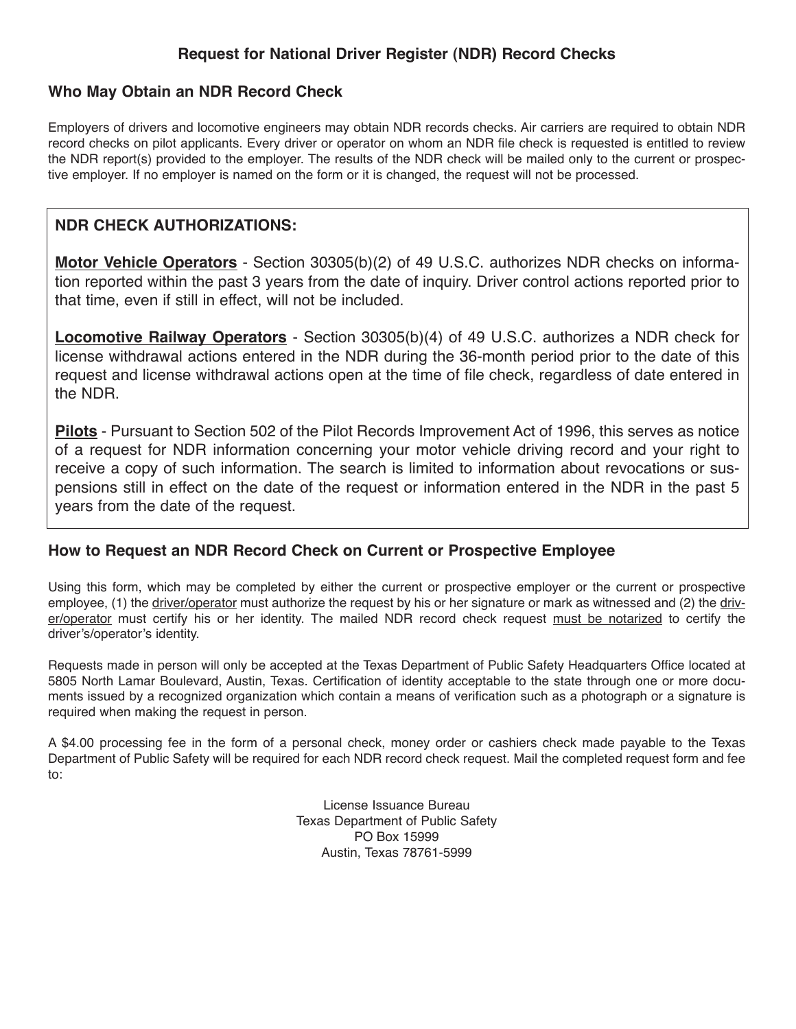# Request for National Driver Register (NDR) Record Checks

## Who May Obtain an NDR Record Check

Employers of drivers and locomotive engineers may obtain NDR records checks. Air carriers are required to obtain NDR record checks on pilot applicants. Every driver or operator on whom an NDR file check is requested is entitled to review the NDR report(s) provided to the employer. The results of the NDR check will be mailed only to the current or prospective employer. If no employer is named on the form or it is changed, the request will not be processed.

## NDR CHECK AUTHORIZATIONS:

**Motor Vehicle Operators** - Section 30305(b)(2) of 49 U.S.C. authorizes NDR checks on information reported within the past 3 years from the date of inquiry. Driver control actions reported prior to that time, even if still in effect, will not be included.

**Locomotive Railway Operators** - Section 30305(b)(4) of 49 U.S.C. authorizes a NDR check for license withdrawal actions entered in the NDR during the 36-month period prior to the date of this request and license withdrawal actions open at the time of file check, regardless of date entered in the NDR.

**Pilots** - Pursuant to Section 502 of the Pilot Records Improvement Act of 1996, this serves as notice of a request for NDR information concerning your motor vehicle driving record and your right to receive a copy of such information. The search is limited to information about revocations or suspensions still in effect on the date of the request or information entered in the NDR in the past 5 years from the date of the request.

## How to Request an NDR Record Check on Current or Prospective Employee

Using this form, which may be completed by either the current or prospective employer or the current or prospective employee, (1) the driver/operator must authorize the request by his or her signature or mark as witnessed and (2) the driver/operator must certify his or her identity. The mailed NDR record check request must be notarized to certify the driver's/operator's identity.

Requests made in person will only be accepted at the Texas Department of Public Safety Headquarters Office located at 5805 North Lamar Boulevard, Austin, Texas. Certification of identity acceptable to the state through one or more documents issued by a recognized organization which contain a means of verification such as a photograph or a signature is required when making the request in person.

A $4.00 processing fee in the form of a personal check, money order or cashiers check made payable to the Texas Department of Public Safety will be required for each NDR record check request. Mail the completed request form and fee to:

License Issuance Bureau
Texas Department of Public Safety
PO Box 15999
Austin, Texas 78761-5999